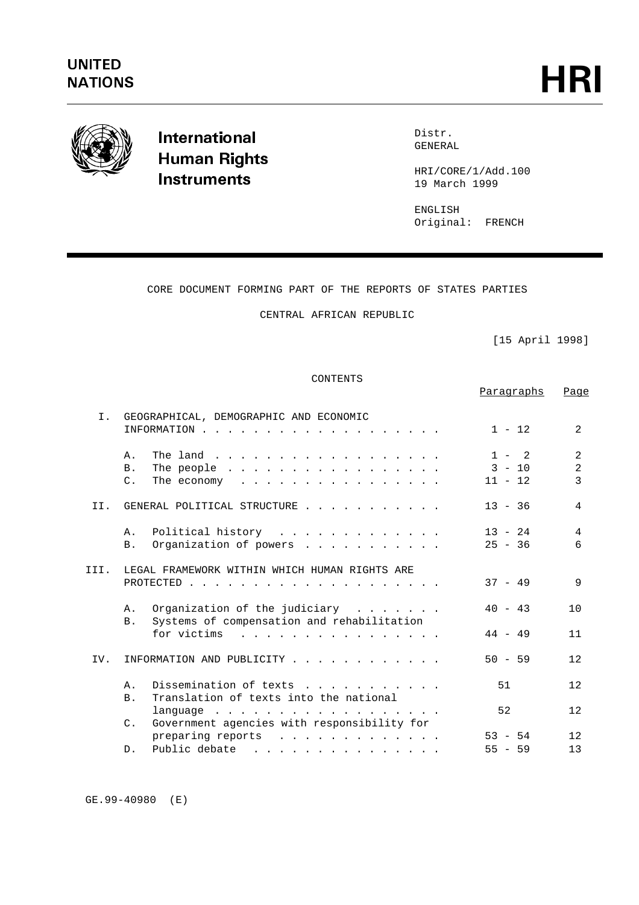UNITED NATIONS

# HRI

**International Human Rights Instruments**

Distr.
GENERAL

HRI/CORE/1/Add.100
19 March 1999

ENGLISH
Original: FRENCH

CORE DOCUMENT FORMING PART OF THE REPORTS OF STATES PARTIES

CENTRAL AFRICAN REPUBLIC

[15 April 1998]

CONTENTS

| | | Paragraphs | Page |
|---|---|---|---|
| I. | GEOGRAPHICAL, DEMOGRAPHIC AND ECONOMIC INFORMATION | 1 - 12 | 2 |
| | A. The land | 1 - 2 | 2 |
| | B. The people | 3 - 10 | 2 |
| | C. The economy | 11 - 12 | 3 |
| II. | GENERAL POLITICAL STRUCTURE | 13 - 36 | 4 |
| | A. Political history | 13 - 24 | 4 |
| | B. Organization of powers | 25 - 36 | 6 |
| III. | LEGAL FRAMEWORK WITHIN WHICH HUMAN RIGHTS ARE PROTECTED | 37 - 49 | 9 |
| | A. Organization of the judiciary | 40 - 43 | 10 |
| | B. Systems of compensation and rehabilitation for victims | 44 - 49 | 11 |
| IV. | INFORMATION AND PUBLICITY | 50 - 59 | 12 |
| | A. Dissemination of texts | 51 | 12 |
| | B. Translation of texts into the national language | 52 | 12 |
| | C. Government agencies with responsibility for preparing reports | 53 - 54 | 12 |
| | D. Public debate | 55 - 59 | 13 |

GE.99-40980 (E)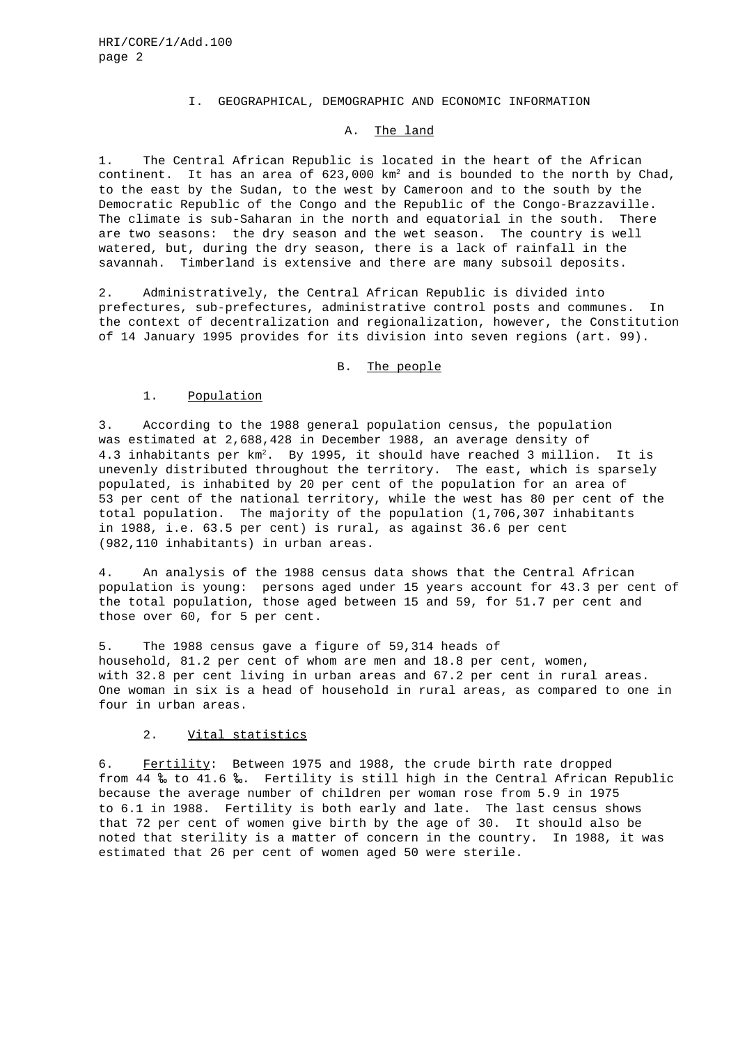## I. GEOGRAPHICAL, DEMOGRAPHIC AND ECONOMIC INFORMATION

### A. The land

1. The Central African Republic is located in the heart of the African continent. It has an area of 623,000 km$^2$ and is bounded to the north by Chad, to the east by the Sudan, to the west by Cameroon and to the south by the Democratic Republic of the Congo and the Republic of the Congo-Brazzaville. The climate is sub-Saharan in the north and equatorial in the south. There are two seasons: the dry season and the wet season. The country is well watered, but, during the dry season, there is a lack of rainfall in the savannah. Timberland is extensive and there are many subsoil deposits.

2. Administratively, the Central African Republic is divided into prefectures, sub-prefectures, administrative control posts and communes. In the context of decentralization and regionalization, however, the Constitution of 14 January 1995 provides for its division into seven regions (art. 99).

### B. The people

#### 1. Population

3. According to the 1988 general population census, the population was estimated at 2,688,428 in December 1988, an average density of 4.3 inhabitants per km$^2$. By 1995, it should have reached 3 million. It is unevenly distributed throughout the territory. The east, which is sparsely populated, is inhabited by 20 per cent of the population for an area of 53 per cent of the national territory, while the west has 80 per cent of the total population. The majority of the population (1,706,307 inhabitants in 1988, i.e. 63.5 per cent) is rural, as against 36.6 per cent (982,110 inhabitants) in urban areas.

4. An analysis of the 1988 census data shows that the Central African population is young: persons aged under 15 years account for 43.3 per cent of the total population, those aged between 15 and 59, for 51.7 per cent and those over 60, for 5 per cent.

5. The 1988 census gave a figure of 59,314 heads of household, 81.2 per cent of whom are men and 18.8 per cent, women, with 32.8 per cent living in urban areas and 67.2 per cent in rural areas. One woman in six is a head of household in rural areas, as compared to one in four in urban areas.

#### 2. Vital statistics

6. Fertility: Between 1975 and 1988, the crude birth rate dropped from 44 ‰ to 41.6 ‰. Fertility is still high in the Central African Republic because the average number of children per woman rose from 5.9 in 1975 to 6.1 in 1988. Fertility give both early and late. The last census shows that 72 per cent of women give birth by the age of 30. It should also be noted that sterility is a matter of concern in the country. In 1988, it was estimated that 26 per cent of women aged 50 were sterile.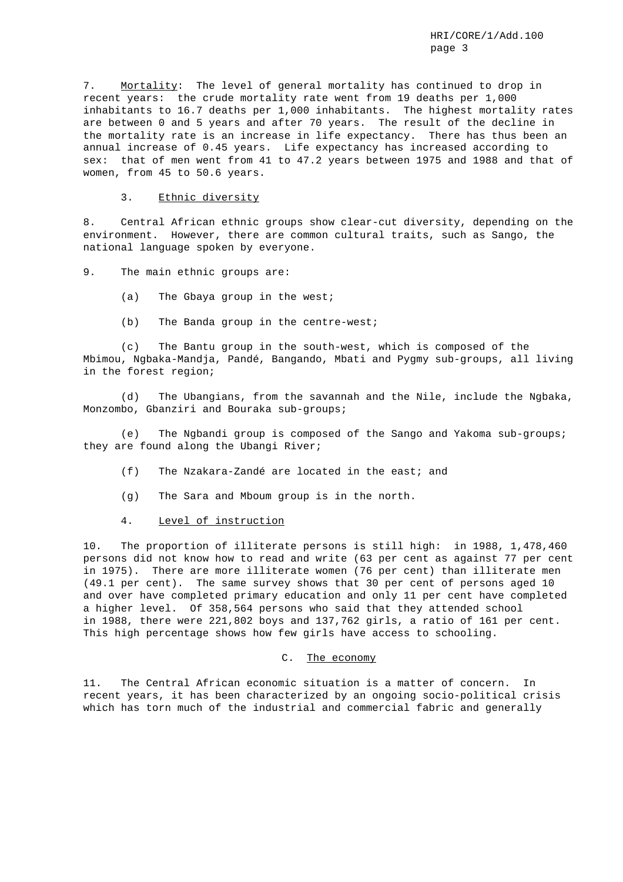7. Mortality: The level of general mortality has continued to drop in recent years: the crude mortality rate went from 19 deaths per 1,000 inhabitants to 16.7 deaths per 1,000 inhabitants. The highest mortality rates are between 0 and 5 years and after 70 years. The result of the decline in the mortality rate is an increase in life expectancy. There has thus been an annual increase of 0.45 years. Life expectancy has increased according to sex: that of men went from 41 to 47.2 years between 1975 and 1988 and that of women, from 45 to 50.6 years.

### 3. Ethnic diversity

8. Central African ethnic groups show clear-cut diversity, depending on the environment. However, there are common cultural traits, such as Sango, the national language spoken by everyone.

9. The main ethnic groups are:

(a) The Gbaya group in the west;

(b) The Banda group in the centre-west;

(c) The Bantu group in the south-west, which is composed of the Mbimou, Ngbaka-Mandja, Pandé, Bangando, Mbati and Pygmy sub-groups, all living in the forest region;

(d) The Ubangians, from the savannah and the Nile, include the Ngbaka, Monzombo, Gbanziri and Bouraka sub-groups;

(e) The Ngbandi group is composed of the Sango and Yakoma sub-groups; they are found along the Ubangi River;

(f) The Nzakara-Zandé are located in the east; and

(g) The Sara and Mboum group is in the north.

### 4. Level of instruction

10. The proportion of illiterate persons is still high: in 1988, 1,478,460 persons did not know how to read and write (63 per cent as against 77 per cent in 1975). There are more illiterate women (76 per cent) than illiterate men (49.1 per cent). The same survey shows that 30 per cent of persons aged 10 and over have completed primary education and only 11 per cent have completed a higher level. Of 358,564 persons who said that they attended school in 1988, there were 221,802 boys and 137,762 girls, a ratio of 161 per cent. This high percentage shows how few girls have access to schooling.

## C. The economy

11. The Central African economic situation is a matter of concern. In recent years, it has been characterized by an ongoing socio-political crisis which has torn much of the industrial and commercial fabric and generally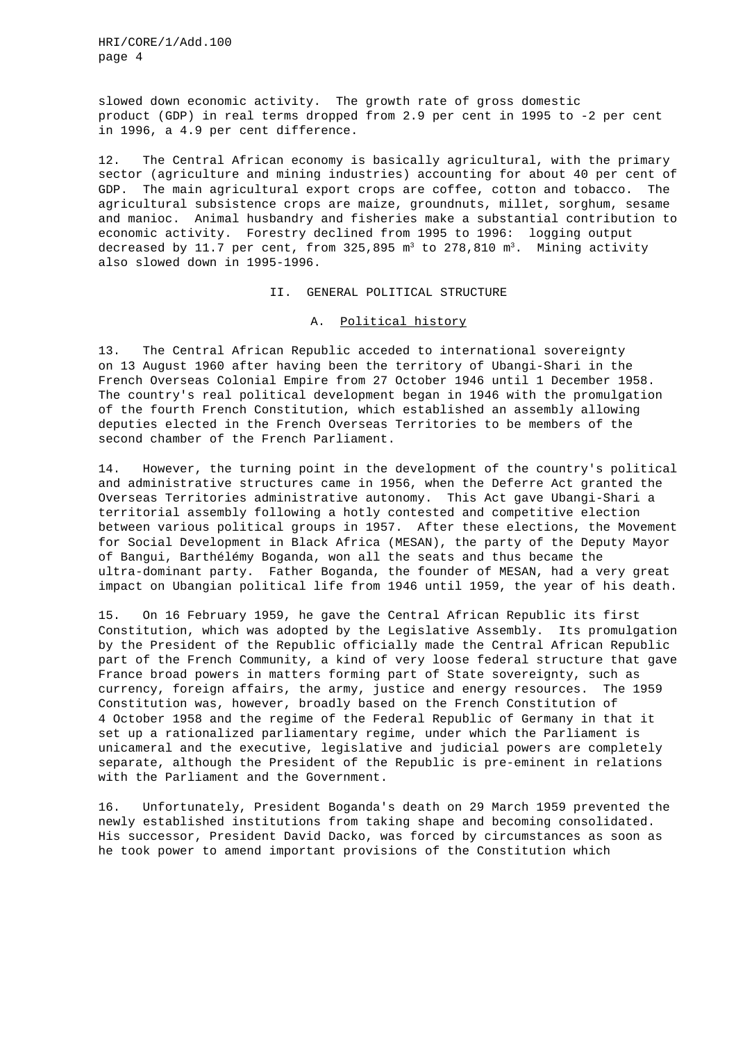slowed down economic activity. The growth rate of gross domestic product (GDP) in real terms dropped from 2.9 per cent in 1995 to -2 per cent in 1996, a 4.9 per cent difference.

12. The Central African economy is basically agricultural, with the primary sector (agriculture and mining industries) accounting for about 40 per cent of GDP. The main agricultural export crops are coffee, cotton and tobacco. The agricultural subsistence crops are maize, groundnuts, millet, sorghum, sesame and manioc. Animal husbandry and fisheries make a substantial contribution to economic activity. Forestry declined from 1995 to 1996: logging output decreased by 11.7 per cent, from 325,895 $m^3$ to 278,810 $m^3$. Mining activity also slowed down in 1995-1996.

## II. GENERAL POLITICAL STRUCTURE

### A. Political history

13. The Central African Republic acceded to international sovereignty on 13 August 1960 after having been the territory of Ubangi-Shari in the French Overseas Colonial Empire from 27 October 1946 until 1 December 1958. The country's real political development began in 1946 with the promulgation of the fourth French Constitution, which established an assembly allowing deputies elected in the French Overseas Territories to be members of the second chamber of the French Parliament.

14. However, the turning point in the development of the country's political and administrative structures came in 1956, when the Deferre Act granted the Overseas Territories administrative autonomy. This Act gave Ubangi-Shari a territorial assembly following a hotly contested and competitive election between various political groups in 1957. After these elections, the Movement for Social Development in Black Africa (MESAN), the party of the Deputy Mayor of Bangui, Barthélémy Boganda, won all the seats and thus became the ultra-dominant party. Father Boganda, the founder of MESAN, had a very great impact on Ubangian political life from 1946 until 1959, the year of his death.

15. On 16 February 1959, he gave the Central African Republic its first Constitution, which was adopted by the Legislative Assembly. Its promulgation by the President of the Republic officially made the Central African Republic part of the French Community, a kind of very loose federal structure that gave France broad powers in matters forming part of State sovereignty, such as currency, foreign affairs, the army, justice and energy resources. The 1959 Constitution was, however, broadly based on the French Constitution of 4 October 1958 and the regime of the Federal Republic of Germany in that it set up a rationalized parliamentary regime, under which the Parliament is unicameral and the executive, legislative and judicial powers are completely separate, although the President of the Republic is pre-eminent in relations with the Parliament and the Government.

16. Unfortunately, President Boganda's death on 29 March 1959 prevented the newly established institutions from taking shape and becoming consolidated. His successor, President David Dacko, was forced by circumstances as soon as he took power to amend important provisions of the Constitution which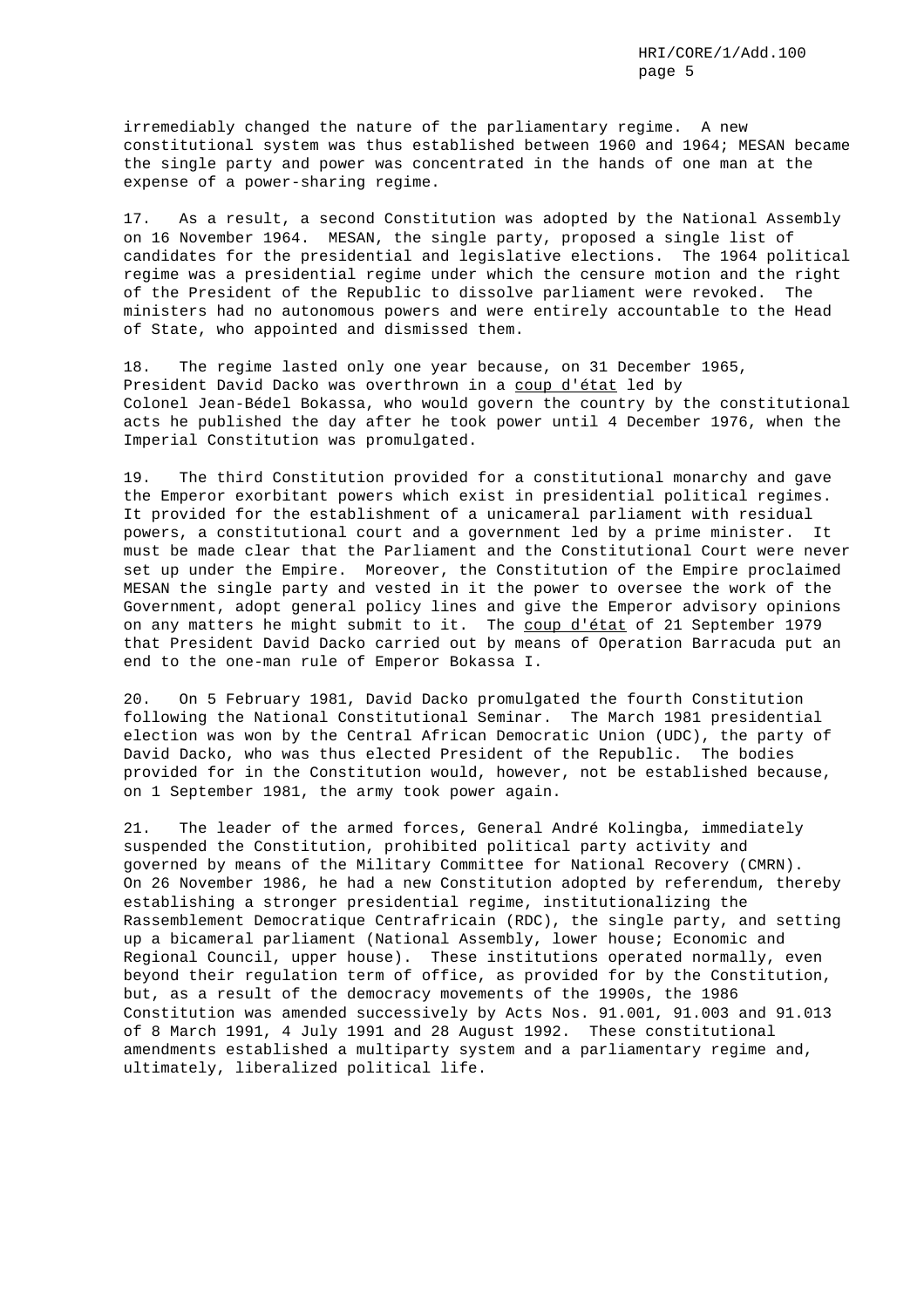irremediably changed the nature of the parliamentary regime. A new constitutional system was thus established between 1960 and 1964; MESAN became the single party and power was concentrated in the hands of one man at the expense of a power-sharing regime.

17. As a result, a second Constitution was adopted by the National Assembly on 16 November 1964. MESAN, the single party, proposed a single list of candidates for the presidential and legislative elections. The 1964 political regime was a presidential regime under which the censure motion and the right of the President of the Republic to dissolve parliament were revoked. The ministers had no autonomous powers and were entirely accountable to the Head of State, who appointed and dismissed them.

18. The regime lasted only one year because, on 31 December 1965, President David Dacko was overthrown in a coup d'état led by Colonel Jean-Bédel Bokassa, who would govern the country by the constitutional acts he published the day after he took power until 4 December 1976, when the Imperial Constitution was promulgated.

19. The third Constitution provided for a constitutional monarchy and gave the Emperor exorbitant powers which exist in presidential political regimes. It provided for the establishment of a unicameral parliament with residual powers, a constitutional court and a government led by a prime minister. It must be made clear that the Parliament and the Constitutional Court were never set up under the Empire. Moreover, the Constitution of the Empire proclaimed MESAN the single party and vested in it the power to oversee the work of the Government, adopt general policy lines and give the Emperor advisory opinions on any matters he might submit to it. The coup d'état of 21 September 1979 that President David Dacko carried out by means of Operation Barracuda put an end to the one-man rule of Emperor Bokassa I.

20. On 5 February 1981, David Dacko promulgated the fourth Constitution following the National Constitutional Seminar. The March 1981 presidential election was won by the Central African Democratic Union (UDC), the party of David Dacko, who was thus elected President of the Republic. The bodies provided for in the Constitution would, however, not be established because, on 1 September 1981, the army took power again.

21. The leader of the armed forces, General André Kolingba, immediately suspended the Constitution, prohibited political party activity and governed by means of the Military Committee for National Recovery (CMRN). On 26 November 1986, he had a new Constitution adopted by referendum, thereby establishing a stronger presidential regime, institutionalizing the Rassemblement Democratique Centrafricain (RDC), the single party, and setting up a bicameral parliament (National Assembly, lower house; Economic and Regional Council, upper house). These institutions operated normally, even beyond their regulation term of office, as provided for by the Constitution, but, as a result of the democracy movements of the 1990s, the 1986 Constitution was amended successively by Acts Nos. 91.001, 91.003 and 91.013 of 8 March 1991, 4 July 1991 and 28 August 1992. These constitutional amendments established a multiparty system and a parliamentary regime and, ultimately, liberalized political life.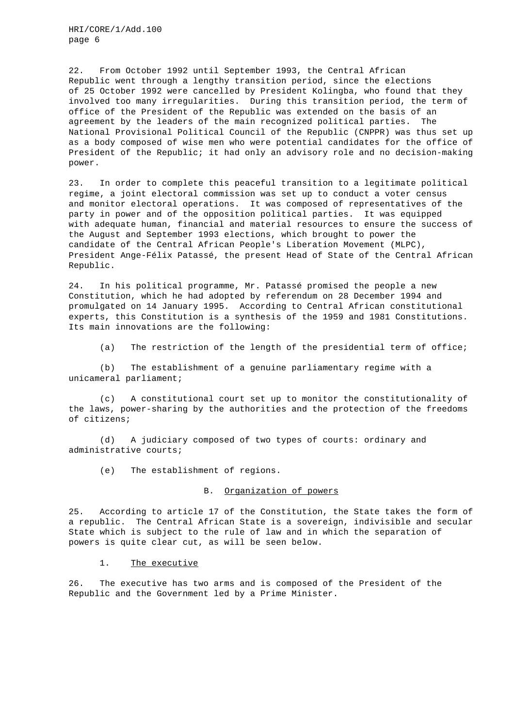22. From October 1992 until September 1993, the Central African Republic went through a lengthy transition period, since the elections of 25 October 1992 were cancelled by President Kolingba, who found that they involved too many irregularities. During this transition period, the term of office of the President of the Republic was extended on the basis of an agreement by the leaders of the main recognized political parties. The National Provisional Political Council of the Republic (CNPPR) was thus set up as a body composed of wise men who were potential candidates for the office of President of the Republic; it had only an advisory role and no decision-making power.

23. In order to complete this peaceful transition to a legitimate political regime, a joint electoral commission was set up to conduct a voter census and monitor electoral operations. It was composed of representatives of the party in power and of the opposition political parties. It was equipped with adequate human, financial and material resources to ensure the success of the August and September 1993 elections, which brought to power the candidate of the Central African People's Liberation Movement (MLPC), President Ange-Félix Patassé, the present Head of State of the Central African Republic.

24. In his political programme, Mr. Patassé promised the people a new Constitution, which he had adopted by referendum on 28 December 1994 and promulgated on 14 January 1995. According to Central African constitutional experts, this Constitution is a synthesis of the 1959 and 1981 Constitutions. Its main innovations are the following:

(a) The restriction of the length of the presidential term of office;

(b) The establishment of a genuine parliamentary regime with a unicameral parliament;

(c) A constitutional court set up to monitor the constitutionality of the laws, power-sharing by the authorities and the protection of the freedoms of citizens;

(d) A judiciary composed of two types of courts: ordinary and administrative courts;

(e) The establishment of regions.

## B. Organization of powers

25. According to article 17 of the Constitution, the State takes the form of a republic. The Central African State is a sovereign, indivisible and secular State which is subject to the rule of law and in which the separation of powers is quite clear cut, as will be seen below.

### 1. The executive

26. The executive has two arms and is composed of the President of the Republic and the Government led by a Prime Minister.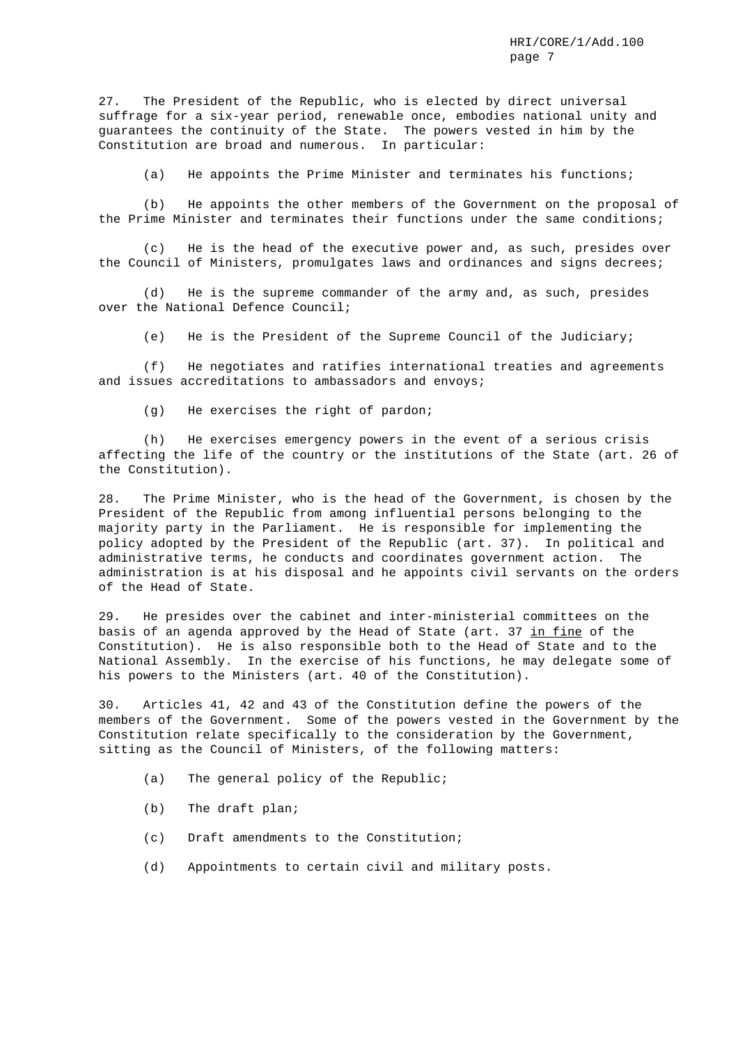27. The President of the Republic, who is elected by direct universal suffrage for a six-year period, renewable once, embodies national unity and guarantees the continuity of the State. The powers vested in him by the Constitution are broad and numerous. In particular:

(a) He appoints the Prime Minister and terminates his functions;

(b) He appoints the other members of the Government on the proposal of the Prime Minister and terminates their functions under the same conditions;

(c) He is the head of the executive power and, as such, presides over the Council of Ministers, promulgates laws and ordinances and signs decrees;

(d) He is the supreme commander of the army and, as such, presides over the National Defence Council;

(e) He is the President of the Supreme Council of the Judiciary;

(f) He negotiates and ratifies international treaties and agreements and issues accreditations to ambassadors and envoys;

(g) He exercises the right of pardon;

(h) He exercises emergency powers in the event of a serious crisis affecting the life of the country or the institutions of the State (art. 26 of the Constitution).

28. The Prime Minister, who is the head of the Government, is chosen by the President of the Republic from among influential persons belonging to the majority party in the Parliament. He is responsible for implementing the policy adopted by the President of the Republic (art. 37). In political and administrative terms, he conducts and coordinates government action. The administration is at his disposal and he appoints civil servants on the orders of the Head of State.

29. He presides over the cabinet and inter-ministerial committees on the basis of an agenda approved by the Head of State (art. 37 _in fine_ of the Constitution). He is also responsible both to the Head of State and to the National Assembly. In the exercise of his functions, he may delegate some of his powers to the Ministers (art. 40 of the Constitution).

30. Articles 41, 42 and 43 of the Constitution define the powers of the members of the Government. Some of the powers vested in the Government by the Constitution relate specifically to the consideration by the Government, sitting as the Council of Ministers, of the following matters:

(a) The general policy of the Republic;

(b) The draft plan;

(c) Draft amendments to the Constitution;

(d) Appointments to certain civil and military posts.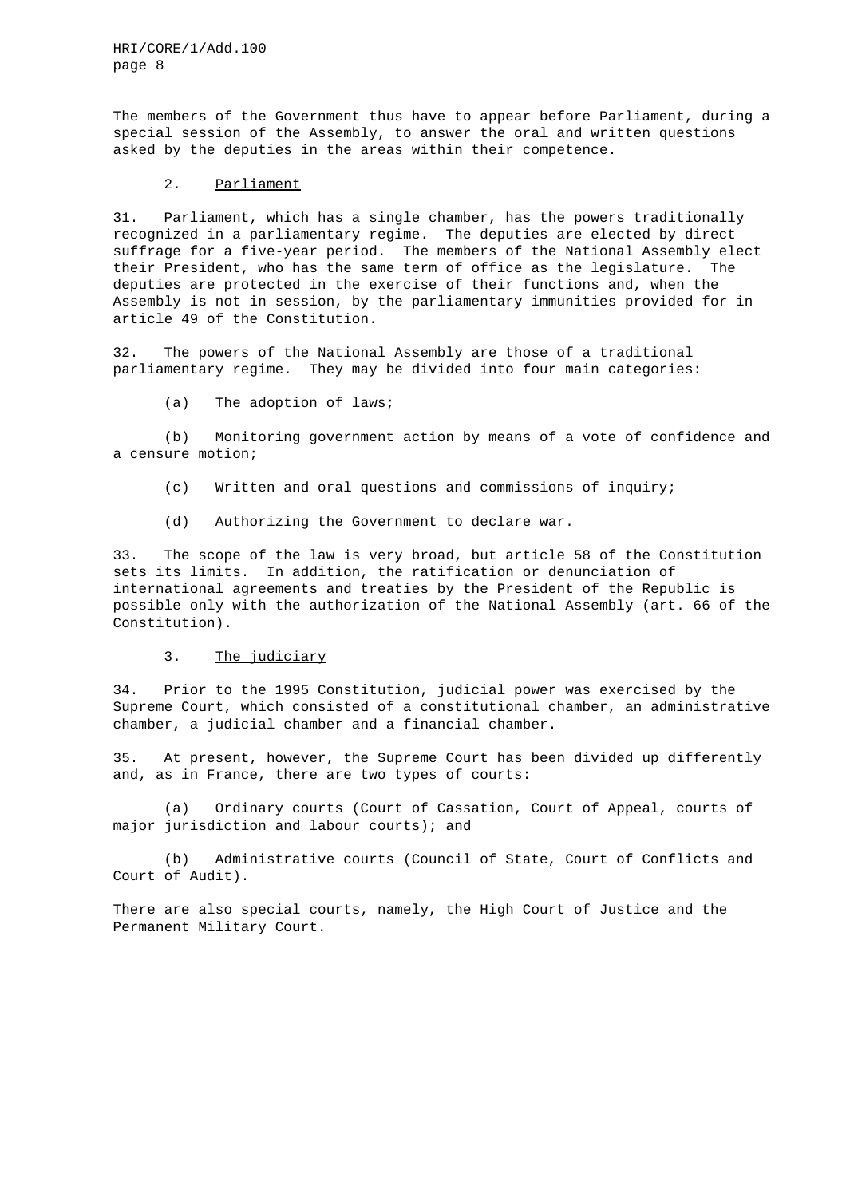The members of the Government thus have to appear before Parliament, during a special session of the Assembly, to answer the oral and written questions asked by the deputies in the areas within their competence.

### 2. Parliament

31. Parliament, which has a single chamber, has the powers traditionally recognized in a parliamentary regime. The deputies are elected by direct suffrage for a five-year period. The members of the National Assembly elect their President, who has the same term of office as the legislature. The deputies are protected in the exercise of their functions and, when the Assembly is not in session, by the parliamentary immunities provided for in article 49 of the Constitution.

32. The powers of the National Assembly are those of a traditional parliamentary regime. They may be divided into four main categories:

(a) The adoption of laws;

(b) Monitoring government action by means of a vote of confidence and a censure motion;

(c) Written and oral questions and commissions of inquiry;

(d) Authorizing the Government to declare war.

33. The scope of the law is very broad, but article 58 of the Constitution sets its limits. In addition, the ratification or denunciation of international agreements and treaties by the President of the Republic is possible only with the authorization of the National Assembly (art. 66 of the Constitution).

### 3. The judiciary

34. Prior to the 1995 Constitution, judicial power was exercised by the Supreme Court, which consisted of a constitutional chamber, an administrative chamber, a judicial chamber and a financial chamber.

35. At present, however, the Supreme Court has been divided up differently and, as in France, there are two types of courts:

(a) Ordinary courts (Court of Cassation, Court of Appeal, courts of major jurisdiction and labour courts); and

(b) Administrative courts (Council of State, Court of Conflicts and Court of Audit).

There are also special courts, namely, the High Court of Justice and the Permanent Military Court.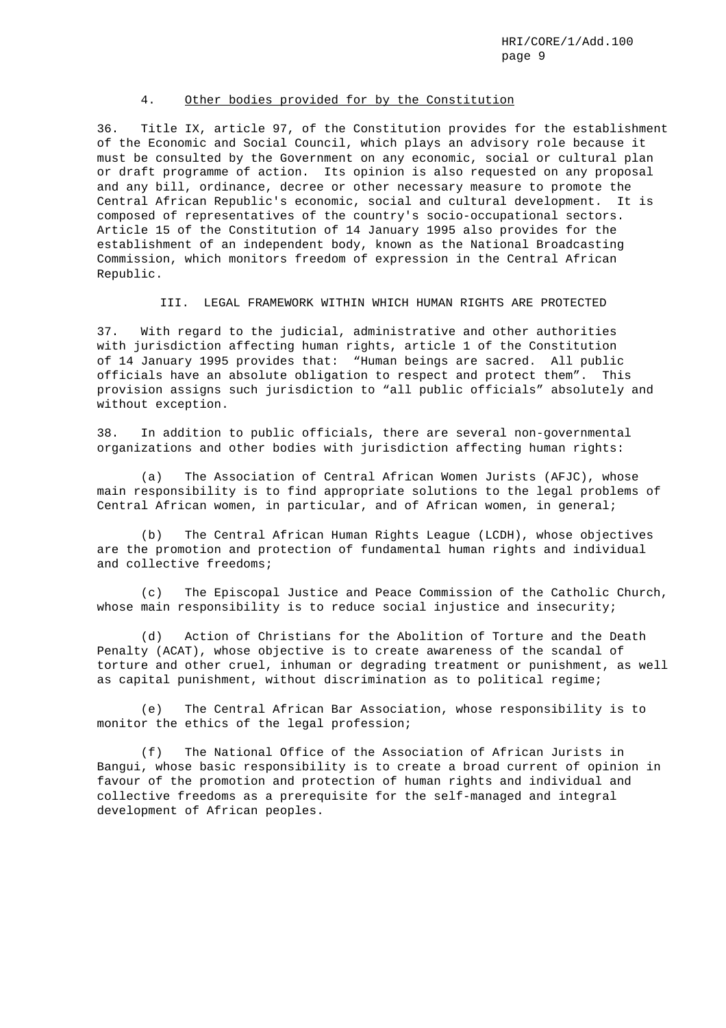### 4. Other bodies provided for by the Constitution

36. Title IX, article 97, of the Constitution provides for the establishment of the Economic and Social Council, which plays an advisory role because it must be consulted by the Government on any economic, social or cultural plan or draft programme of action. Its opinion is also requested on any proposal and any bill, ordinance, decree or other necessary measure to promote the Central African Republic's economic, social and cultural development. It is composed of representatives of the country's socio-occupational sectors. Article 15 of the Constitution of 14 January 1995 also provides for the establishment of an independent body, known as the National Broadcasting Commission, which monitors freedom of expression in the Central African Republic.

## III. LEGAL FRAMEWORK WITHIN WHICH HUMAN RIGHTS ARE PROTECTED

37. With regard to the judicial, administrative and other authorities with jurisdiction affecting human rights, article 1 of the Constitution of 14 January 1995 provides that: "Human beings are sacred. All public officials have an absolute obligation to respect and protect them". This provision assigns such jurisdiction to "all public officials" absolutely and without exception.

38. In addition to public officials, there are several non-governmental organizations and other bodies with jurisdiction affecting human rights:

(a) The Association of Central African Women Jurists (AFJC), whose main responsibility is to find appropriate solutions to the legal problems of Central African women, in particular, and of African women, in general;

(b) The Central African Human Rights League (LCDH), whose objectives are the promotion and protection of fundamental human rights and individual and collective freedoms;

(c) The Episcopal Justice and Peace Commission of the Catholic Church, whose main responsibility is to reduce social injustice and insecurity;

(d) Action of Christians for the Abolition of Torture and the Death Penalty (ACAT), whose objective is to create awareness of the scandal of torture and other cruel, inhuman or degrading treatment or punishment, as well as capital punishment, without discrimination as to political regime;

(e) The Central African Bar Association, whose responsibility is to monitor the ethics of the legal profession;

(f) The National Office of the Association of African Jurists in Bangui, whose basic responsibility is to create a broad current of opinion in favour of the promotion and protection of human rights and individual and collective freedoms as a prerequisite for the self-managed and integral development of African peoples.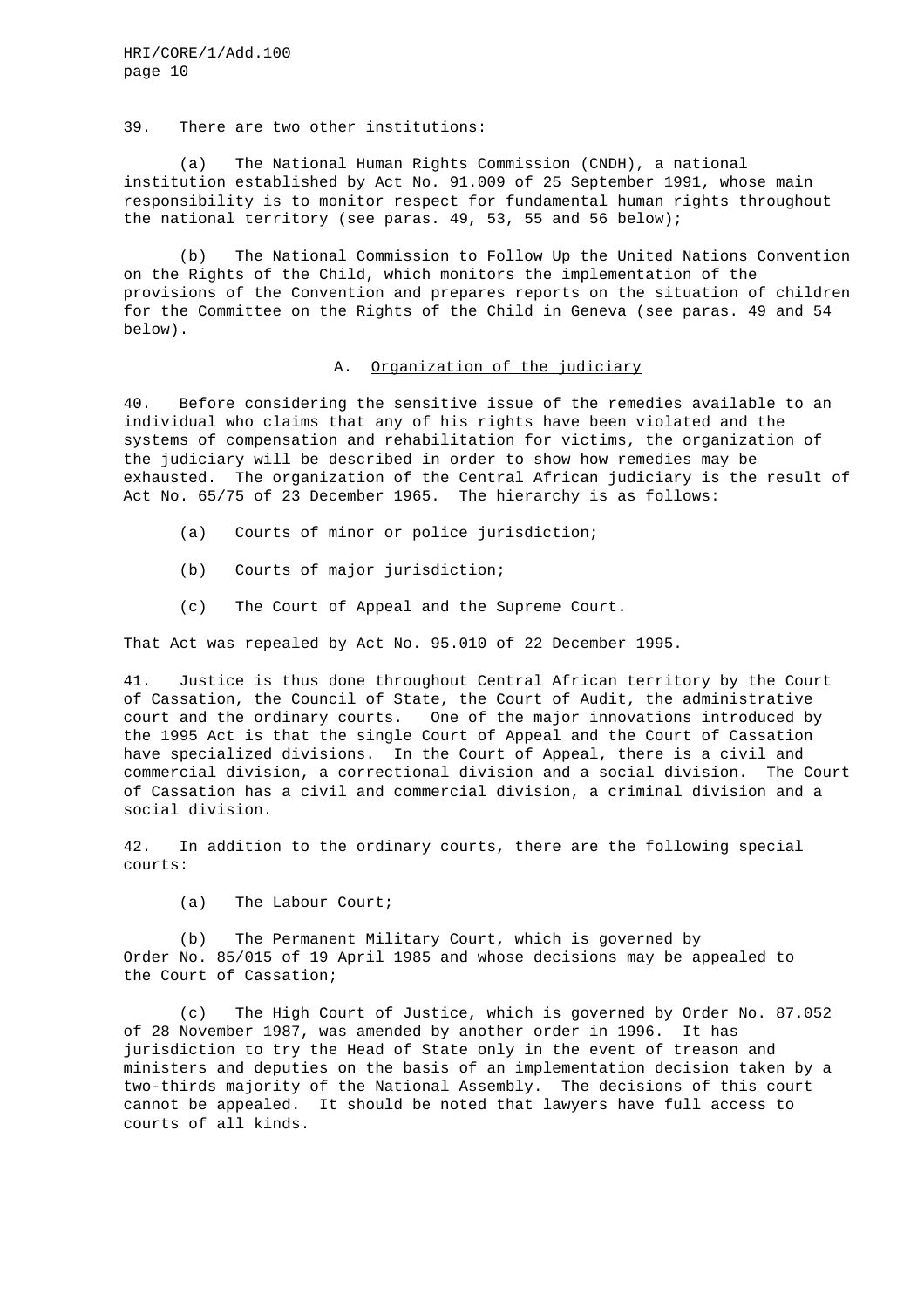39. There are two other institutions:

(a) The National Human Rights Commission (CNDH), a national institution established by Act No. 91.009 of 25 September 1991, whose main responsibility is to monitor respect for fundamental human rights throughout the national territory (see paras. 49, 53, 55 and 56 below);

(b) The National Commission to Follow Up the United Nations Convention on the Rights of the Child, which monitors the implementation of the provisions of the Convention and prepares reports on the situation of children for the Committee on the Rights of the Child in Geneva (see paras. 49 and 54 below).

## A. Organization of the judiciary

40. Before considering the sensitive issue of the remedies available to an individual who claims that any of his rights have been violated and the systems of compensation and rehabilitation for victims, the organization of the judiciary will be described in order to show how remedies may be exhausted. The organization of the Central African judiciary is the result of Act No. 65/75 of 23 December 1965. The hierarchy is as follows:

(a) Courts of minor or police jurisdiction;

(b) Courts of major jurisdiction;

(c) The Court of Appeal and the Supreme Court.

That Act was repealed by Act No. 95.010 of 22 December 1995.

41. Justice is thus done throughout Central African territory by the Court of Cassation, the Council of State, the Court of Audit, the administrative court and the ordinary courts. One of the major innovations introduced by the 1995 Act is that the single Court of Appeal and the Court of Cassation have specialized divisions. In the Court of Appeal, there is a civil and commercial division, a correctional division and a social division. The Court of Cassation has a civil and commercial division, a criminal division and a social division.

42. In addition to the ordinary courts, there are the following special courts:

(a) The Labour Court;

(b) The Permanent Military Court, which is governed by Order No. 85/015 of 19 April 1985 and whose decisions may be appealed to the Court of Cassation;

(c) The High Court of Justice, which is governed by Order No. 87.052 of 28 November 1987, was amended by another order in 1996. It has jurisdiction to try the Head of State only in the event of treason and ministers and deputies on the basis of an implementation decision taken by a two-thirds majority of the National Assembly. The decisions of this court cannot be appealed. It should be noted that lawyers have full access to courts of all kinds.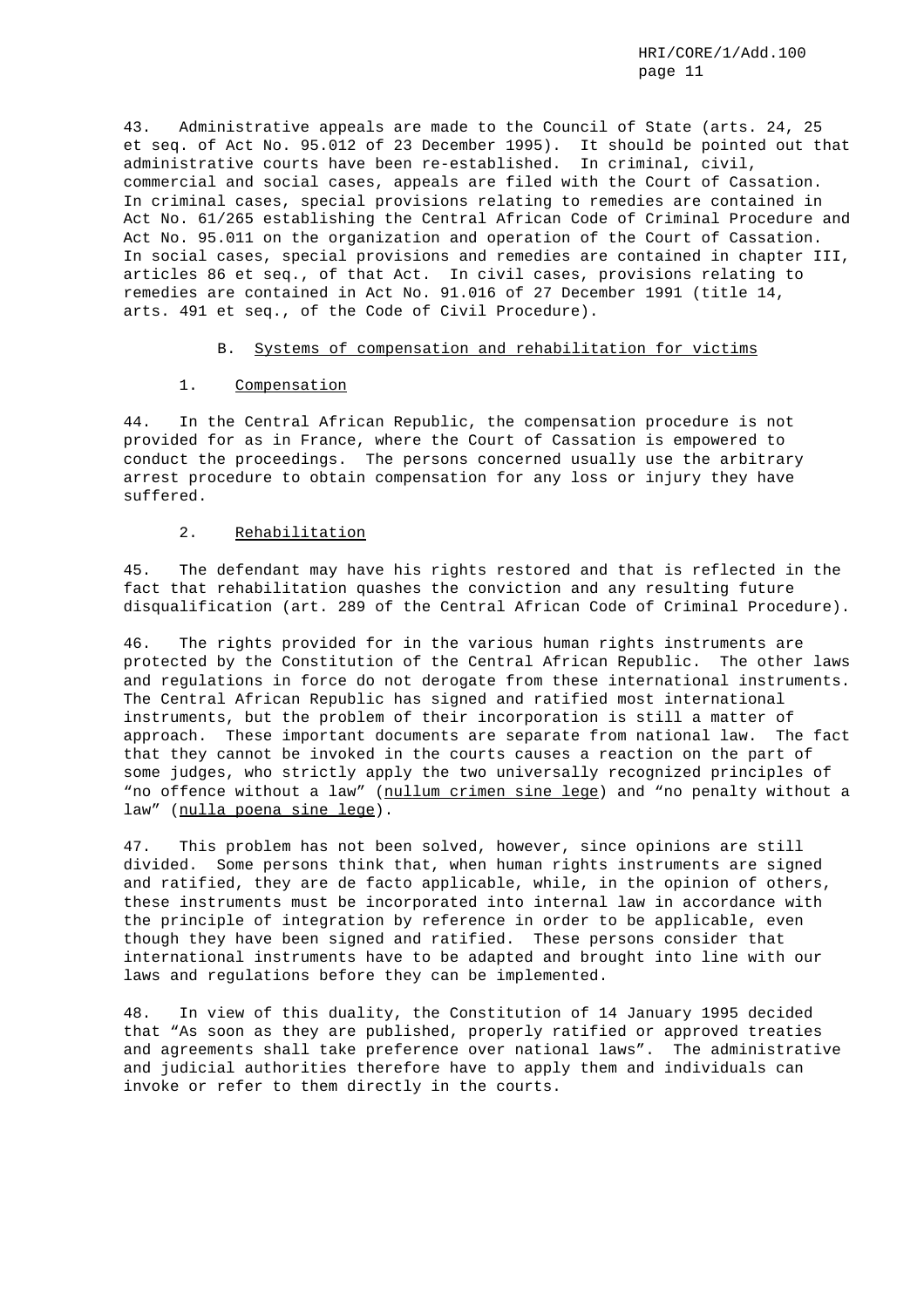43. Administrative appeals are made to the Council of State (arts. 24, 25 et seq. of Act No. 95.012 of 23 December 1995). It should be pointed out that administrative courts have been re-established. In criminal, civil, commercial and social cases, appeals are filed with the Court of Cassation. In criminal cases, special provisions relating to remedies are contained in Act No. 61/265 establishing the Central African Code of Criminal Procedure and Act No. 95.011 on the organization and operation of the Court of Cassation. In social cases, special provisions and remedies are contained in chapter III, articles 86 et seq., of that Act. In civil cases, provisions relating to remedies are contained in Act No. 91.016 of 27 December 1991 (title 14, arts. 491 et seq., of the Code of Civil Procedure).

### B. Systems of compensation and rehabilitation for victims

#### 1. Compensation

44. In the Central African Republic, the compensation procedure is not provided for as in France, where the Court of Cassation is empowered to conduct the proceedings. The persons concerned usually use the arbitrary arrest procedure to obtain compensation for any loss or injury they have suffered.

#### 2. Rehabilitation

45. The defendant may have his rights restored and that is reflected in the fact that rehabilitation quashes the conviction and any resulting future disqualification (art. 289 of the Central African Code of Criminal Procedure).

46. The rights provided for in the various human rights instruments are protected by the Constitution of the Central African Republic. The other laws and regulations in force do not derogate from these international instruments. The Central African Republic has signed and ratified most international instruments, but the problem of their incorporation is still a matter of approach. These important documents are separate from national law. The fact that they cannot be invoked in the courts causes a reaction on the part of some judges, who strictly apply the two universally recognized principles of "no offence without a law" (nullum crimen sine lege) and "no penalty without a law" (nulla poena sine lege).

47. This problem has not been solved, however, since opinions are still divided. Some persons think that, when human rights instruments are signed and ratified, they are de facto applicable, while, in the opinion of others, these instruments must be incorporated into internal law in accordance with the principle of integration by reference in order to be applicable, even though they have been signed and ratified. These persons consider that international instruments have to be adapted and brought into line with our laws and regulations before they can be implemented.

48. In view of this duality, the Constitution of 14 January 1995 decided that "As soon as they are published, properly ratified or approved treaties and agreements shall take preference over national laws". The administrative and judicial authorities therefore have to apply them and individuals can invoke or refer to them directly in the courts.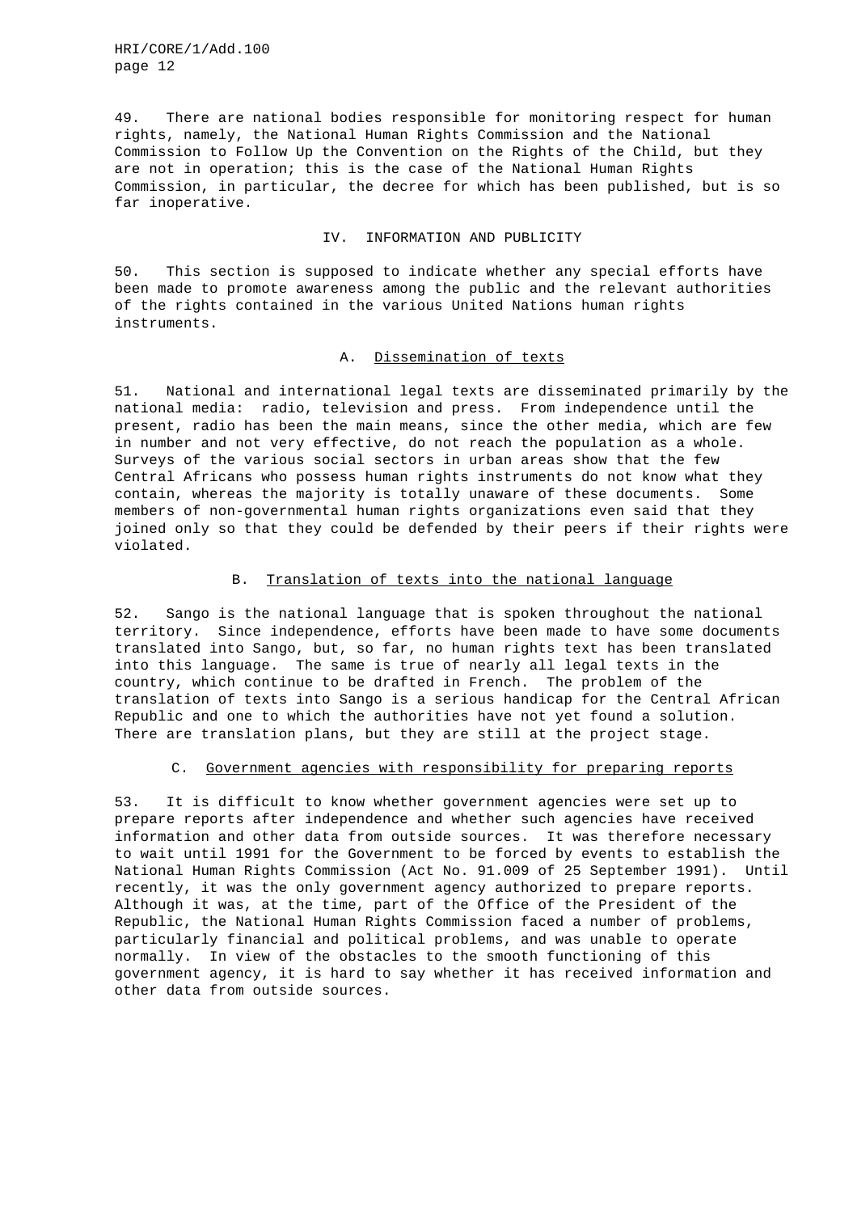49. There are national bodies responsible for monitoring respect for human rights, namely, the National Human Rights Commission and the National Commission to Follow Up the Convention on the Rights of the Child, but they are not in operation; this is the case of the National Human Rights Commission, in particular, the decree for which has been published, but is so far inoperative.

## IV. INFORMATION AND PUBLICITY

50. This section is supposed to indicate whether any special efforts have been made to promote awareness among the public and the relevant authorities of the rights contained in the various United Nations human rights instruments.

### A. Dissemination of texts

51. National and international legal texts are disseminated primarily by the national media: radio, television and press. From independence until the present, radio has been the main means, since the other media, which are few in number and not very effective, do not reach the population as a whole. Surveys of the various social sectors in urban areas show that the few Central Africans who possess human rights instruments do not know what they contain, whereas the majority is totally unaware of these documents. Some members of non-governmental human rights organizations even said that they joined only so that they could be defended by their peers if their rights were violated.

### B. Translation of texts into the national language

52. Sango is the national language that is spoken throughout the national territory. Since independence, efforts have been made to have some documents translated into Sango, but, so far, no human rights text has been translated into this language. The same is true of nearly all legal texts in the country, which continue to be drafted in French. The problem of the translation of texts into Sango is a serious handicap for the Central African Republic and one to which the authorities have not yet found a solution. There are translation plans, but they are still at the project stage.

### C. Government agencies with responsibility for preparing reports

53. It is difficult to know whether government agencies were set up to prepare reports after independence and whether such agencies have received information and other data from outside sources. It was therefore necessary to wait until 1991 for the Government to be forced by events to establish the National Human Rights Commission (Act No. 91.009 of 25 September 1991). Until recently, it was the only government agency authorized to prepare reports. Although it was, at the time, part of the Office of the President of the Republic, the National Human Rights Commission faced a number of problems, particularly financial and political problems, and was unable to operate normally. In view of the obstacles to the smooth functioning of this government agency, it is hard to say whether it has received information and other data from outside sources.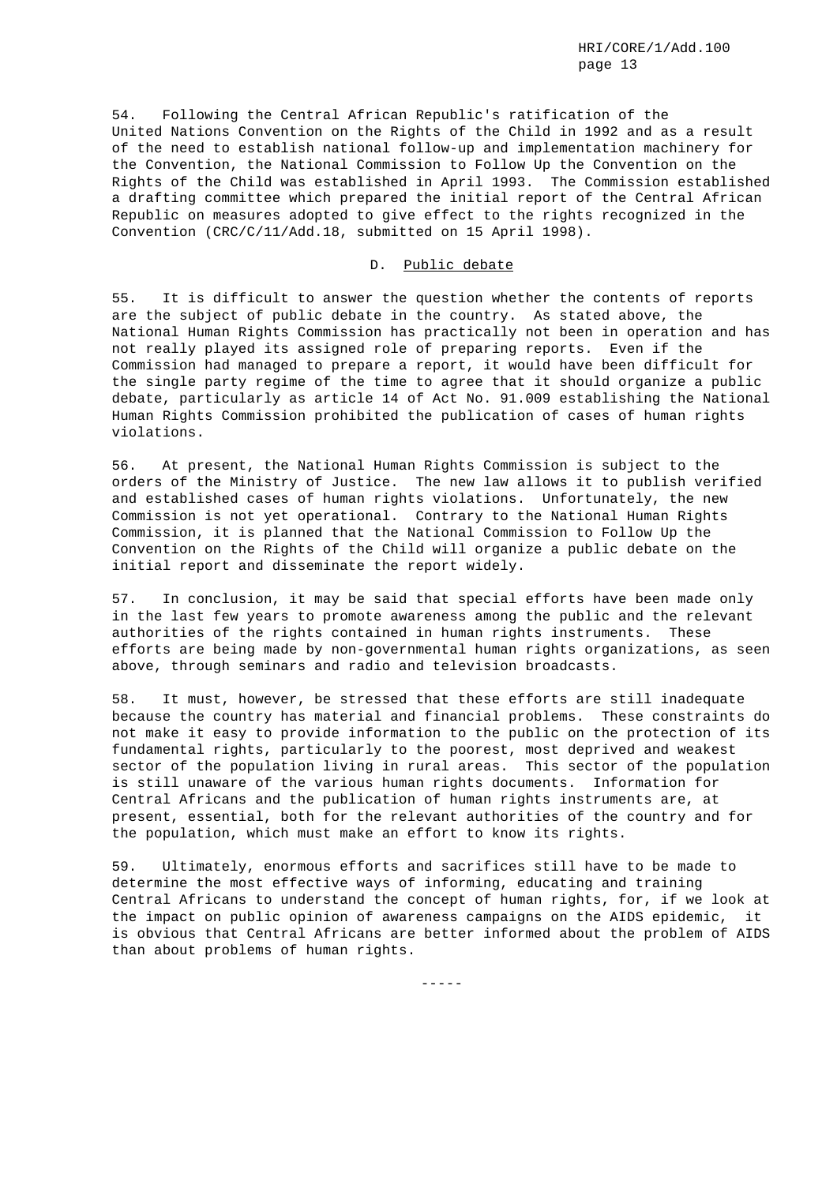54. Following the Central African Republic's ratification of the United Nations Convention on the Rights of the Child in 1992 and as a result of the need to establish national follow-up and implementation machinery for the Convention, the National Commission to Follow Up the Convention on the Rights of the Child was established in April 1993. The Commission established a drafting committee which prepared the initial report of the Central African Republic on measures adopted to give effect to the rights recognized in the Convention (CRC/C/11/Add.18, submitted on 15 April 1998).

## D. Public debate

55. It is difficult to answer the question whether the contents of reports are the subject of public debate in the country. As stated above, the National Human Rights Commission has practically not been in operation and has not really played its assigned role of preparing reports. Even if the Commission had managed to prepare a report, it would have been difficult for the single party regime of the time to agree that it should organize a public debate, particularly as article 14 of Act No. 91.009 establishing the National Human Rights Commission prohibited the publication of cases of human rights violations.

56. At present, the National Human Rights Commission is subject to the orders of the Ministry of Justice. The new law allows it to publish verified and established cases of human rights violations. Unfortunately, the new Commission is not yet operational. Contrary to the National Human Rights Commission, it is planned that the National Commission to Follow Up the Convention on the Rights of the Child will organize a public debate on the initial report and disseminate the report widely.

57. In conclusion, it may be said that special efforts have been made only in the last few years to promote awareness among the public and the relevant authorities of the rights contained in human rights instruments. These efforts are being made by non-governmental human rights organizations, as seen above, through seminars and radio and television broadcasts.

58. It must, however, be stressed that these efforts are still inadequate because the country has material and financial problems. These constraints do not make it easy to provide information to the public on the protection of its fundamental rights, particularly to the poorest, most deprived and weakest sector of the population living in rural areas. This sector of the population is still unaware of the various human rights documents. Information for Central Africans and the publication of human rights instruments are, at present, essential, both for the relevant authorities of the country and for the population, which must make an effort to know its rights.

59. Ultimately, enormous efforts and sacrifices still have to be made to determine the most effective ways of informing, educating and training Central Africans to understand the concept of human rights, for, if we look at the impact on public opinion of awareness campaigns on the AIDS epidemic, it is obvious that Central Africans are better informed about the problem of AIDS than about problems of human rights.

-----